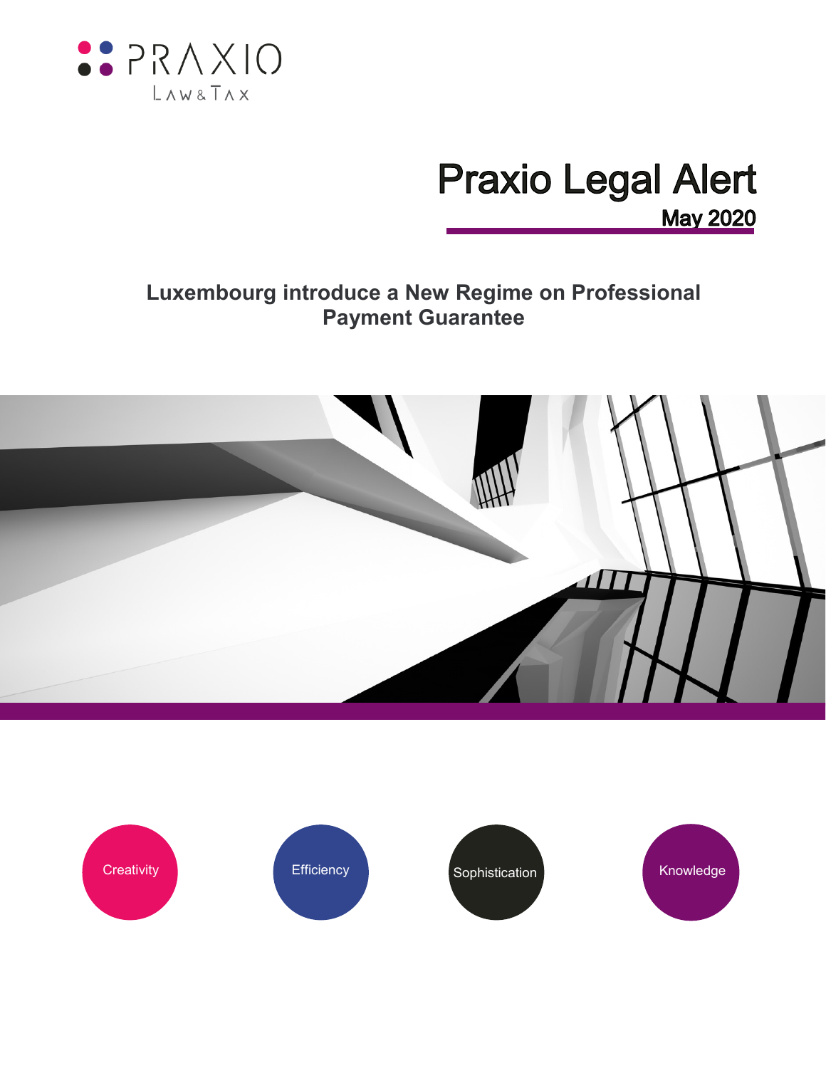PRAXIO

LAW & TAX

# Praxio Legal Alert

**May 2020**

## Luxembourg introduce a New Regime on Professional Payment Guarantee

Creativity

Efficiency

Sophistication

Knowledge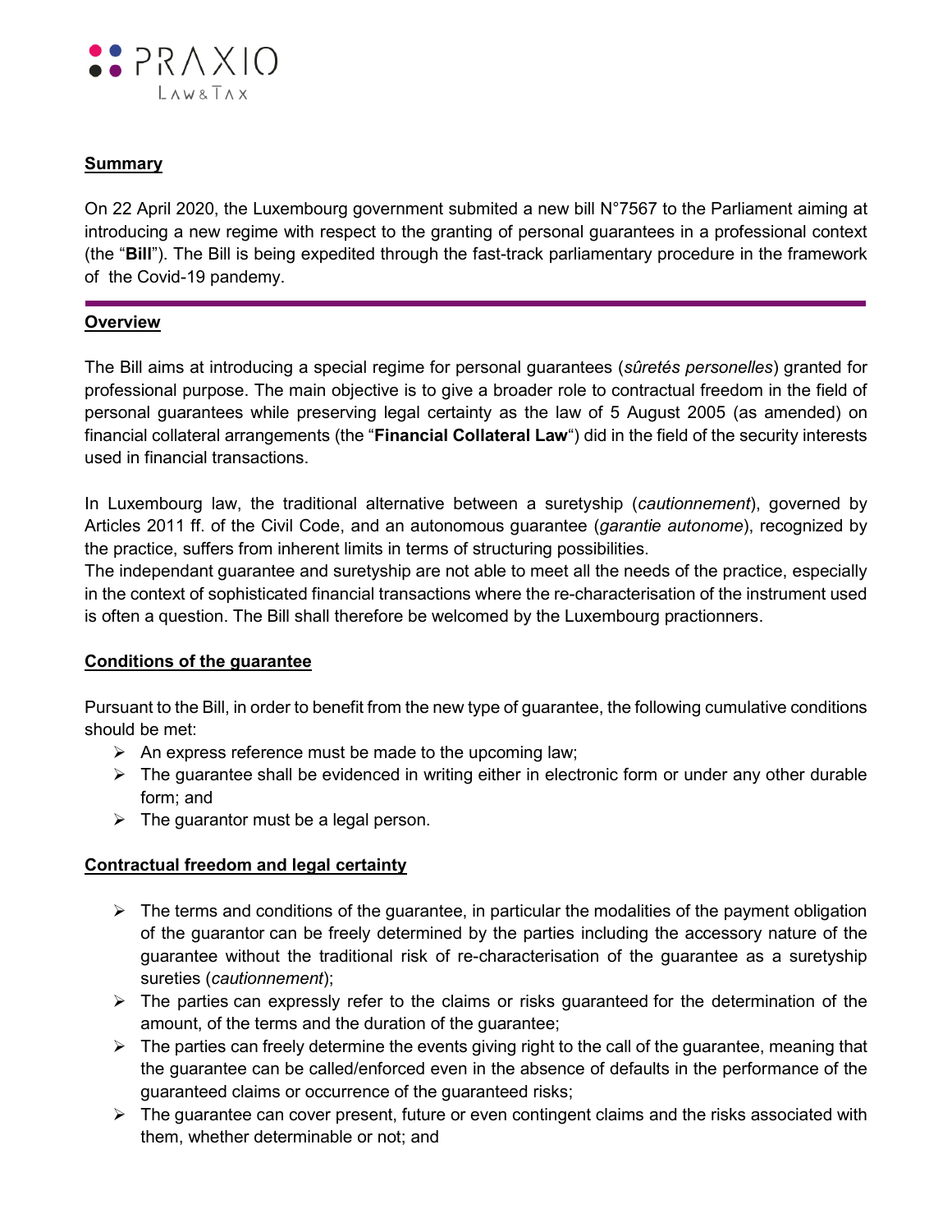## Summary

On 22 April 2020, the Luxembourg government submited a new bill N°7567 to the Parliament aiming at introducing a new regime with respect to the granting of personal guarantees in a professional context (the "**Bill**"). The Bill is being expedited through the fast-track parliamentary procedure in the framework of the Covid-19 pandemy.

---

## Overview

The Bill aims at introducing a special regime for personal guarantees (*sûretés personelles*) granted for professional purpose. The main objective is to give a broader role to contractual freedom in the field of personal guarantees while preserving legal certainty as the law of 5 August 2005 (as amended) on financial collateral arrangements (the "**Financial Collateral Law**") did in the field of the security interests used in financial transactions.

In Luxembourg law, the traditional alternative between a suretyship (*cautionnement*), governed by Articles 2011 ff. of the Civil Code, and an autonomous guarantee (*garantie autonome*), recognized by the practice, suffers from inherent limits in terms of structuring possibilities.
The independant guarantee and suretyship are not able to meet all the needs of the practice, especially in the context of sophisticated financial transactions where the re-characterisation of the instrument used is often a question. The Bill shall therefore be welcomed by the Luxembourg practionners.

## Conditions of the guarantee

Pursuant to the Bill, in order to benefit from the new type of guarantee, the following cumulative conditions should be met:

- An express reference must be made to the upcoming law;
- The guarantee shall be evidenced in writing either in electronic form or under any other durable form; and
- The guarantor must be a legal person.

## Contractual freedom and legal certainty

- The terms and conditions of the guarantee, in particular the modalities of the payment obligation of the guarantor can be freely determined by the parties including the accessory nature of the guarantee without the traditional risk of re-characterisation of the guarantee as a suretyship sureties (*cautionnement*);
- The parties can expressly refer to the claims or risks guaranteed for the determination of the amount, of the terms and the duration of the guarantee;
- The parties can freely determine the events giving right to the call of the guarantee, meaning that the guarantee can be called/enforced even in the absence of defaults in the performance of the guaranteed claims or occurrence of the guaranteed risks;
- The guarantee can cover present, future or even contingent claims and the risks associated with them, whether determinable or not; and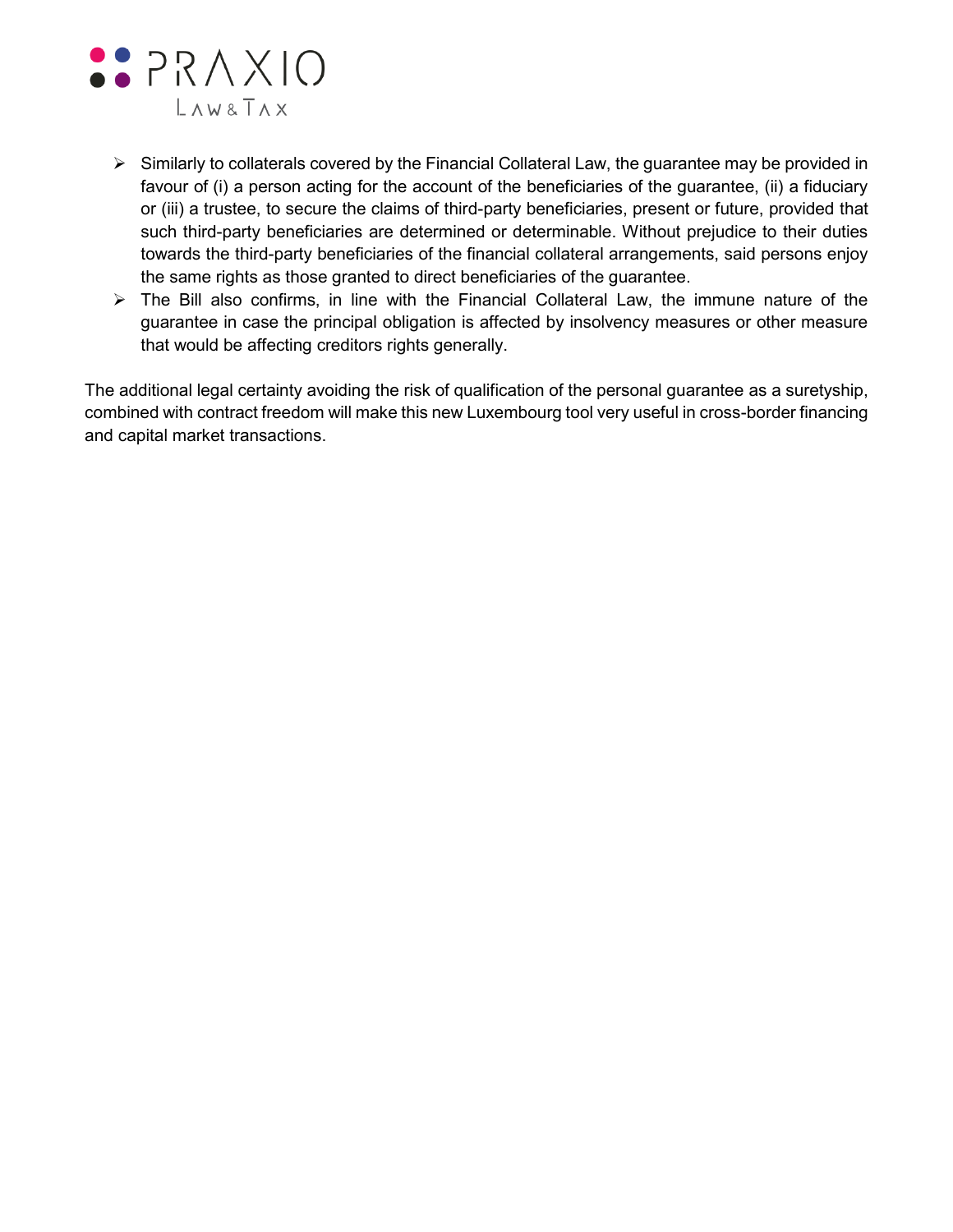- Similarly to collaterals covered by the Financial Collateral Law, the guarantee may be provided in favour of (i) a person acting for the account of the beneficiaries of the guarantee, (ii) a fiduciary or (iii) a trustee, to secure the claims of third-party beneficiaries, present or future, provided that such third-party beneficiaries are determined or determinable. Without prejudice to their duties towards the third-party beneficiaries of the financial collateral arrangements, said persons enjoy the same rights as those granted to direct beneficiaries of the guarantee.
- The Bill also confirms, in line with the Financial Collateral Law, the immune nature of the guarantee in case the principal obligation is affected by insolvency measures or other measure that would be affecting creditors rights generally.

The additional legal certainty avoiding the risk of qualification of the personal guarantee as a suretyship, combined with contract freedom will make this new Luxembourg tool very useful in cross-border financing and capital market transactions.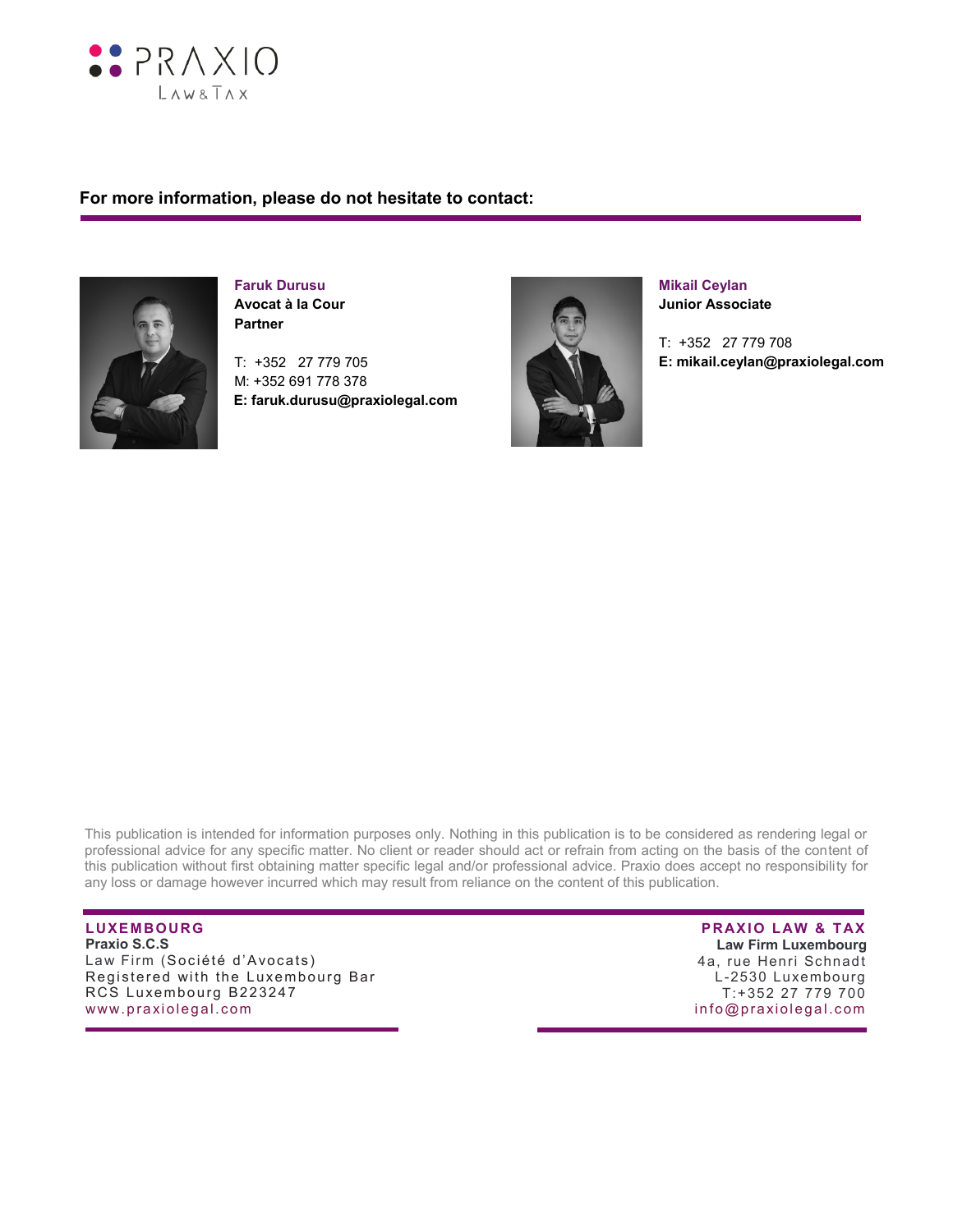**For more information, please do not hesitate to contact:**

**Faruk Durusu**
**Avocat à la Cour**
**Partner**

T: +352 27 779 705
M: +352 691 778 378
**E: faruk.durusu@praxiolegal.com**

**Mikail Ceylan**
**Junior Associate**

T: +352 27 779 708
**E: mikail.ceylan@praxiolegal.com**

This publication is intended for information purposes only. Nothing in this publication is to be considered as rendering legal or professional advice for any specific matter. No client or reader should act or refrain from acting on the basis of the content of this publication without first obtaining matter specific legal and/or professional advice. Praxio does accept no responsibility for any loss or damage however incurred which may result from reliance on the content of this publication.

**LUXEMBOURG**
**Praxio S.C.S**
Law Firm (Société d'Avocats)
Registered with the Luxembourg Bar
RCS Luxembourg B223247
www.praxiolegal.com

**PRAXIO LAW & TAX**
**Law Firm Luxembourg**
4a, rue Henri Schnadt
L-2530 Luxembourg
T:+352 27 779 700
info@praxiolegal.com